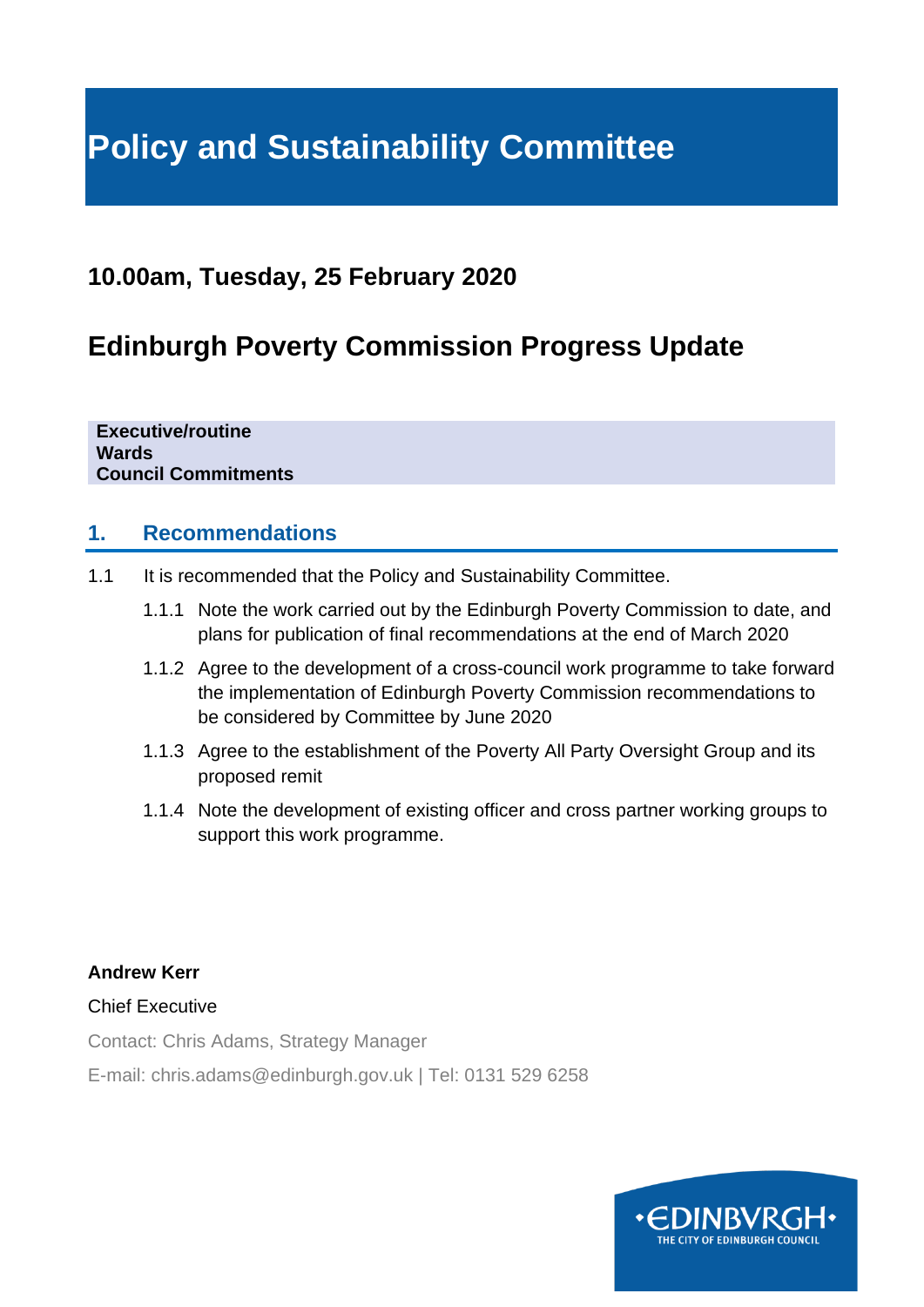# Policy and Sustainability Committee

## 10.00am, Tuesday, 25 February 2020

## Edinburgh Poverty Commission Progress Update

**Executive/routine**
**Wards**
**Council Commitments**

### 1. Recommendations

1.1 It is recommended that the Policy and Sustainability Committee.

1.1.1 Note the work carried out by the Edinburgh Poverty Commission to date, and plans for publication of final recommendations at the end of March 2020

1.1.2 Agree to the development of a cross-council work programme to take forward the implementation of Edinburgh Poverty Commission recommendations to be considered by Committee by June 2020

1.1.3 Agree to the establishment of the Poverty All Party Oversight Group and its proposed remit

1.1.4 Note the development of existing officer and cross partner working groups to support this work programme.

**Andrew Kerr**

Chief Executive

Contact: Chris Adams, Strategy Manager

E-mail: chris.adams@edinburgh.gov.uk | Tel: 0131 529 6258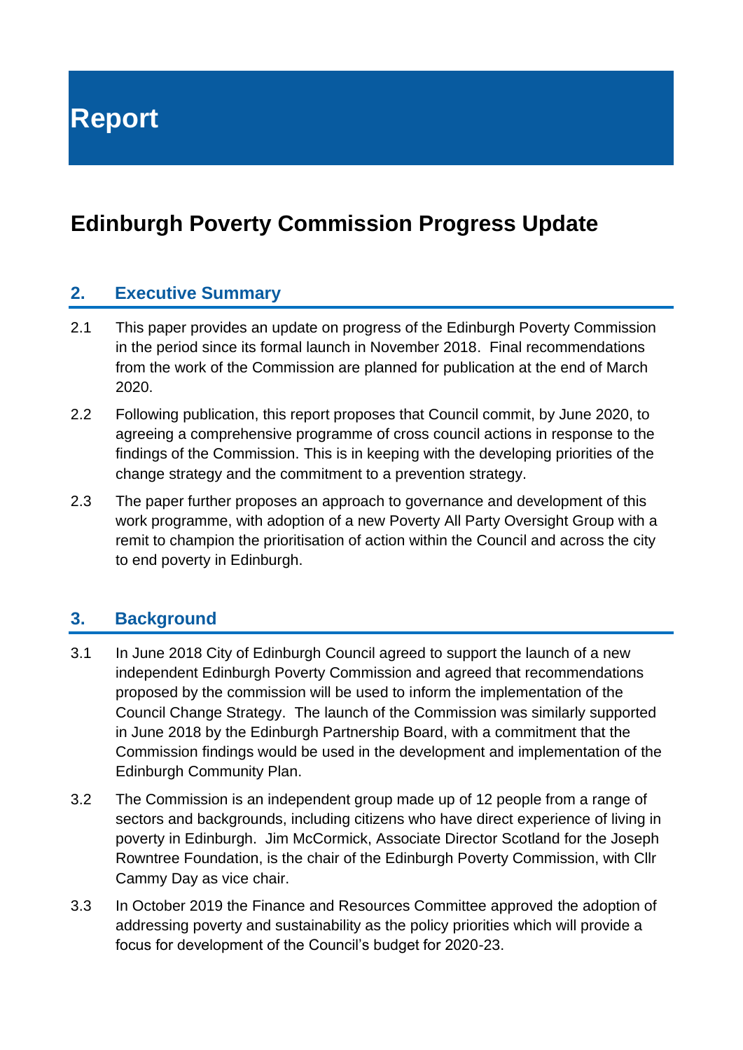# Report

## Edinburgh Poverty Commission Progress Update

### 2. Executive Summary

2.1 This paper provides an update on progress of the Edinburgh Poverty Commission in the period since its formal launch in November 2018. Final recommendations from the work of the Commission are planned for publication at the end of March 2020.

2.2 Following publication, this report proposes that Council commit, by June 2020, to agreeing a comprehensive programme of cross council actions in response to the findings of the Commission. This is in keeping with the developing priorities of the change strategy and the commitment to a prevention strategy.

2.3 The paper further proposes an approach to governance and development of this work programme, with adoption of a new Poverty All Party Oversight Group with a remit to champion the prioritisation of action within the Council and across the city to end poverty in Edinburgh.

### 3. Background

3.1 In June 2018 City of Edinburgh Council agreed to support the launch of a new independent Edinburgh Poverty Commission and agreed that recommendations proposed by the commission will be used to inform the implementation of the Council Change Strategy. The launch of the Commission was similarly supported in June 2018 by the Edinburgh Partnership Board, with a commitment that the Commission findings would be used in the development and implementation of the Edinburgh Community Plan.

3.2 The Commission is an independent group made up of 12 people from a range of sectors and backgrounds, including citizens who have direct experience of living in poverty in Edinburgh. Jim McCormick, Associate Director Scotland for the Joseph Rowntree Foundation, is the chair of the Edinburgh Poverty Commission, with Cllr Cammy Day as vice chair.

3.3 In October 2019 the Finance and Resources Committee approved the adoption of addressing poverty and sustainability as the policy priorities which will provide a focus for development of the Council's budget for 2020-23.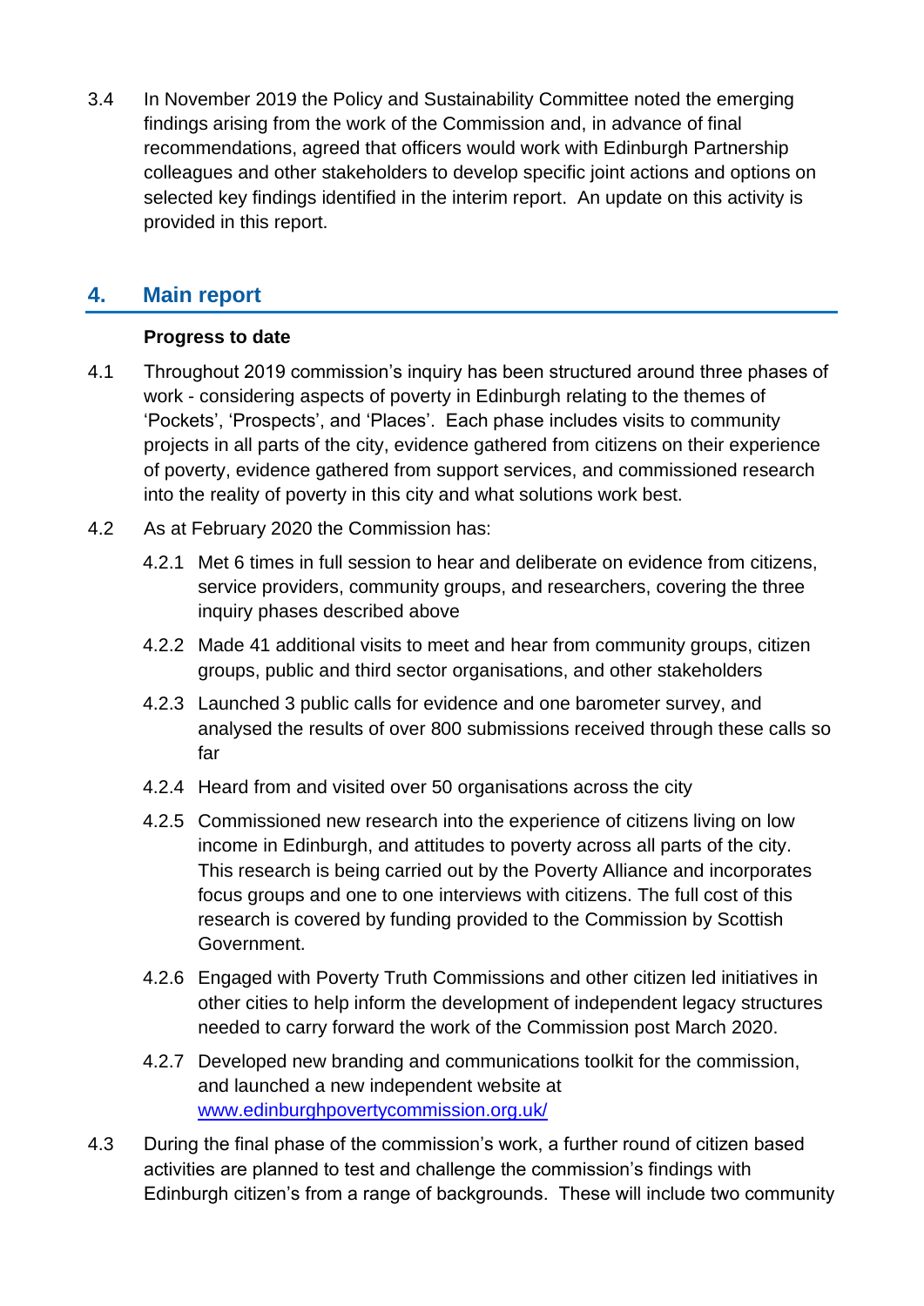3.4 In November 2019 the Policy and Sustainability Committee noted the emerging findings arising from the work of the Commission and, in advance of final recommendations, agreed that officers would work with Edinburgh Partnership colleagues and other stakeholders to develop specific joint actions and options on selected key findings identified in the interim report. An update on this activity is provided in this report.

## 4. Main report

**Progress to date**

4.1 Throughout 2019 commission's inquiry has been structured around three phases of work - considering aspects of poverty in Edinburgh relating to the themes of 'Pockets', 'Prospects', and 'Places'. Each phase includes visits to community projects in all parts of the city, evidence gathered from citizens on their experience of poverty, evidence gathered from support services, and commissioned research into the reality of poverty in this city and what solutions work best.

4.2 As at February 2020 the Commission has:

4.2.1 Met 6 times in full session to hear and deliberate on evidence from citizens, service providers, community groups, and researchers, covering the three inquiry phases described above

4.2.2 Made 41 additional visits to meet and hear from community groups, citizen groups, public and third sector organisations, and other stakeholders

4.2.3 Launched 3 public calls for evidence and one barometer survey, and analysed the results of over 800 submissions received through these calls so far

4.2.4 Heard from and visited over 50 organisations across the city

4.2.5 Commissioned new research into the experience of citizens living on low income in Edinburgh, and attitudes to poverty across all parts of the city. This research is being carried out by the Poverty Alliance and incorporates focus groups and one to one interviews with citizens. The full cost of this research is covered by funding provided to the Commission by Scottish Government.

4.2.6 Engaged with Poverty Truth Commissions and other citizen led initiatives in other cities to help inform the development of independent legacy structures needed to carry forward the work of the Commission post March 2020.

4.2.7 Developed new branding and communications toolkit for the commission, and launched a new independent website at [www.edinburghpovertycommission.org.uk/](www.edinburghpovertycommission.org.uk/)

4.3 During the final phase of the commission's work, a further round of citizen based activities are planned to test and challenge the commission's findings with Edinburgh citizen's from a range of backgrounds. These will include two community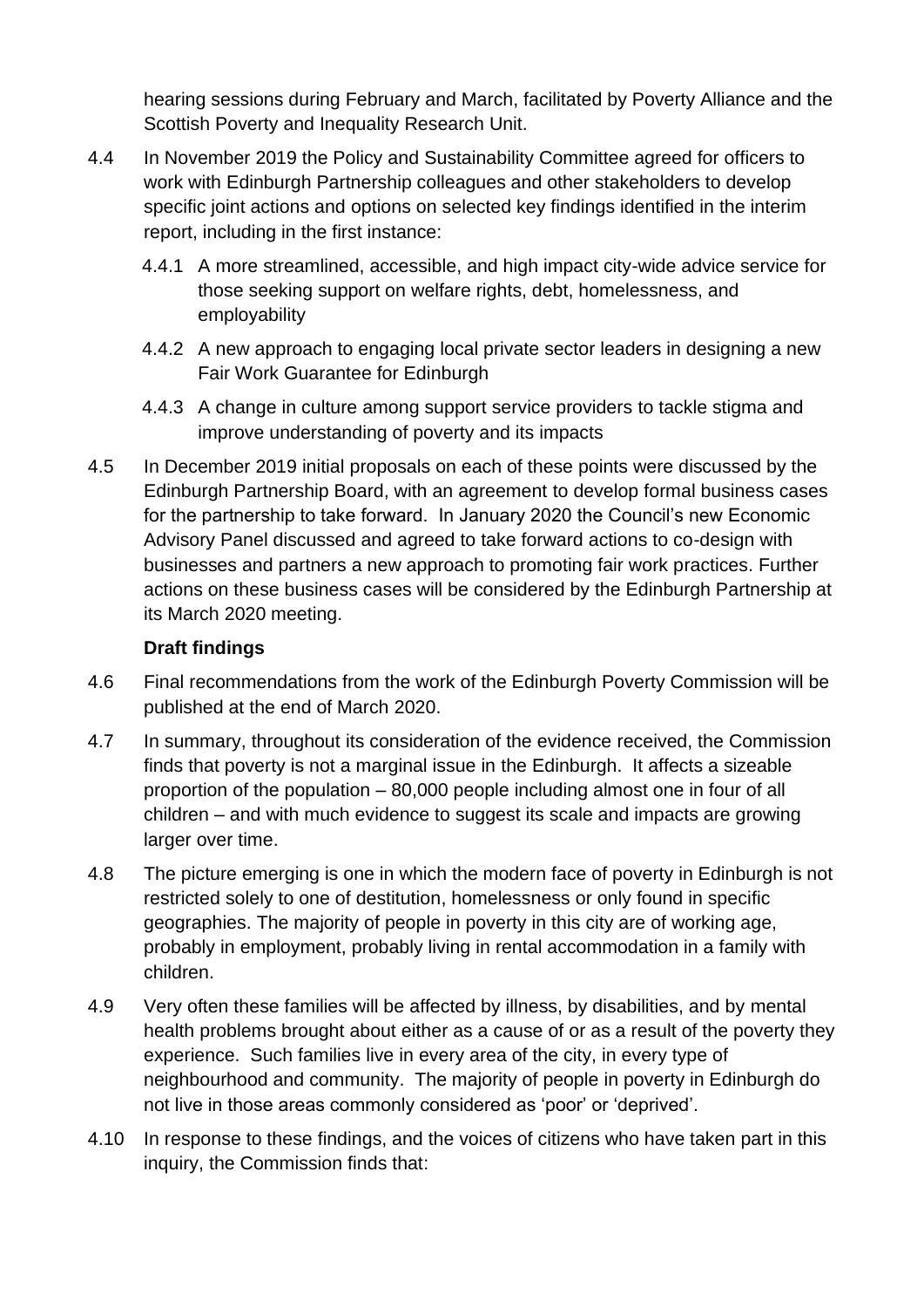hearing sessions during February and March, facilitated by Poverty Alliance and the Scottish Poverty and Inequality Research Unit.

4.4 In November 2019 the Policy and Sustainability Committee agreed for officers to work with Edinburgh Partnership colleagues and other stakeholders to develop specific joint actions and options on selected key findings identified in the interim report, including in the first instance:

4.4.1 A more streamlined, accessible, and high impact city-wide advice service for those seeking support on welfare rights, debt, homelessness, and employability

4.4.2 A new approach to engaging local private sector leaders in designing a new Fair Work Guarantee for Edinburgh

4.4.3 A change in culture among support service providers to tackle stigma and improve understanding of poverty and its impacts

4.5 In December 2019 initial proposals on each of these points were discussed by the Edinburgh Partnership Board, with an agreement to develop formal business cases for the partnership to take forward. In January 2020 the Council's new Economic Advisory Panel discussed and agreed to take forward actions to co-design with businesses and partners a new approach to promoting fair work practices. Further actions on these business cases will be considered by the Edinburgh Partnership at its March 2020 meeting.

**Draft findings**

4.6 Final recommendations from the work of the Edinburgh Poverty Commission will be published at the end of March 2020.

4.7 In summary, throughout its consideration of the evidence received, the Commission finds that poverty is not a marginal issue in the Edinburgh. It affects a sizeable proportion of the population – 80,000 people including almost one in four of all children – and with much evidence to suggest its scale and impacts are growing larger over time.

4.8 The picture emerging is one in which the modern face of poverty in Edinburgh is not restricted solely to one of destitution, homelessness or only found in specific geographies. The majority of people in poverty in this city are of working age, probably in employment, probably living in rental accommodation in a family with children.

4.9 Very often these families will be affected by illness, by disabilities, and by mental health problems brought about either as a cause of or as a result of the poverty they experience. Such families live in every area of the city, in every type of neighbourhood and community. The majority of people in poverty in Edinburgh do not live in those areas commonly considered as 'poor' or 'deprived'.

4.10 In response to these findings, and the voices of citizens who have taken part in this inquiry, the Commission finds that: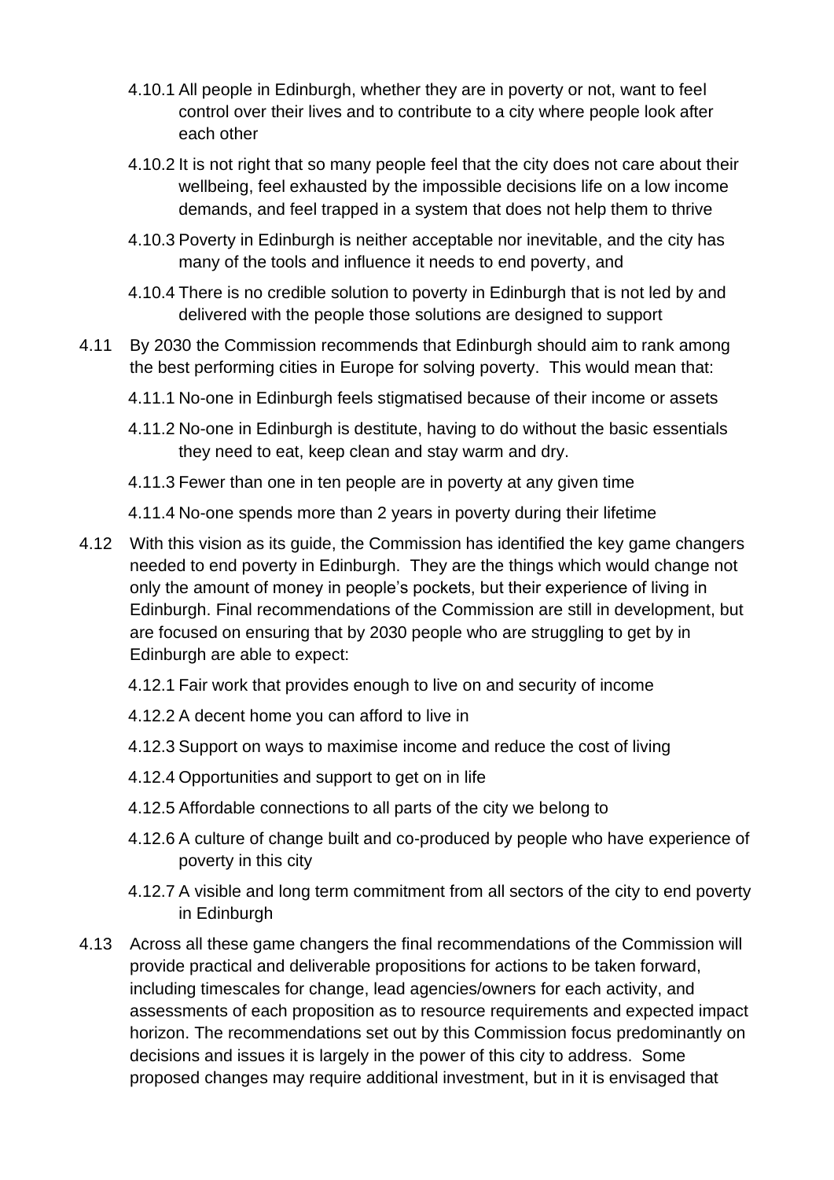4.10.1 All people in Edinburgh, whether they are in poverty or not, want to feel control over their lives and to contribute to a city where people look after each other

4.10.2 It is not right that so many people feel that the city does not care about their wellbeing, feel exhausted by the impossible decisions life on a low income demands, and feel trapped in a system that does not help them to thrive

4.10.3 Poverty in Edinburgh is neither acceptable nor inevitable, and the city has many of the tools and influence it needs to end poverty, and

4.10.4 There is no credible solution to poverty in Edinburgh that is not led by and delivered with the people those solutions are designed to support

4.11 By 2030 the Commission recommends that Edinburgh should aim to rank among the best performing cities in Europe for solving poverty. This would mean that:

4.11.1 No-one in Edinburgh feels stigmatised because of their income or assets

4.11.2 No-one in Edinburgh is destitute, having to do without the basic essentials they need to eat, keep clean and stay warm and dry.

4.11.3 Fewer than one in ten people are in poverty at any given time

4.11.4 No-one spends more than 2 years in poverty during their lifetime

4.12 With this vision as its guide, the Commission has identified the key game changers needed to end poverty in Edinburgh. They are the things which would change not only the amount of money in people's pockets, but their experience of living in Edinburgh. Final recommendations of the Commission are still in development, but are focused on ensuring that by 2030 people who are struggling to get by in Edinburgh are able to expect:

4.12.1 Fair work that provides enough to live on and security of income

4.12.2 A decent home you can afford to live in

4.12.3 Support on ways to maximise income and reduce the cost of living

4.12.4 Opportunities and support to get on in life

4.12.5 Affordable connections to all parts of the city we belong to

4.12.6 A culture of change built and co-produced by people who have experience of poverty in this city

4.12.7 A visible and long term commitment from all sectors of the city to end poverty in Edinburgh

4.13 Across all these game changers the final recommendations of the Commission will provide practical and deliverable propositions for actions to be taken forward, including timescales for change, lead agencies/owners for each activity, and assessments of each proposition as to resource requirements and expected impact horizon. The recommendations set out by this Commission focus predominantly on decisions and issues it is largely in the power of this city to address. Some proposed changes may require additional investment, but in it is envisaged that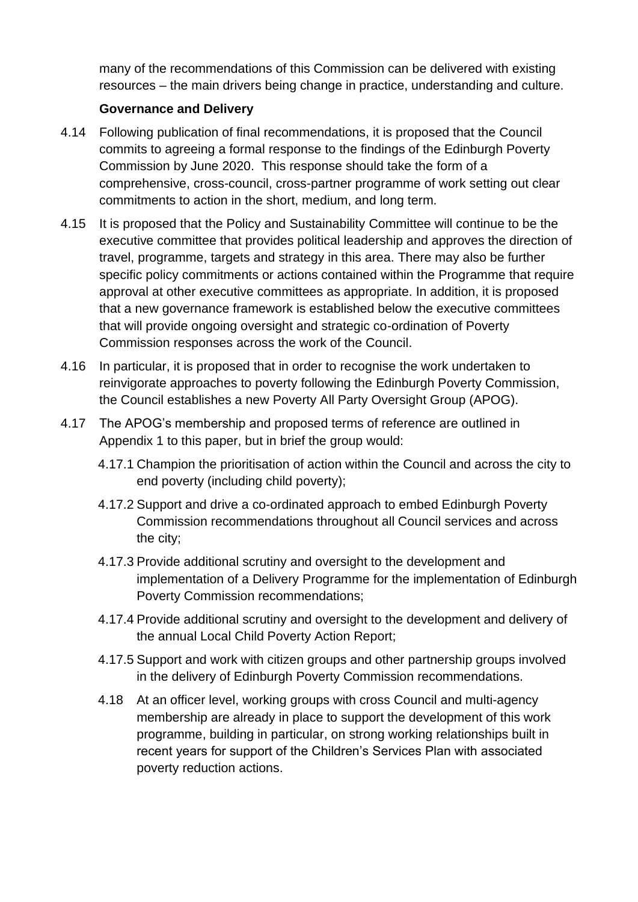many of the recommendations of this Commission can be delivered with existing resources – the main drivers being change in practice, understanding and culture.

**Governance and Delivery**

4.14 Following publication of final recommendations, it is proposed that the Council commits to agreeing a formal response to the findings of the Edinburgh Poverty Commission by June 2020. This response should take the form of a comprehensive, cross-council, cross-partner programme of work setting out clear commitments to action in the short, medium, and long term.

4.15 It is proposed that the Policy and Sustainability Committee will continue to be the executive committee that provides political leadership and approves the direction of travel, programme, targets and strategy in this area. There may also be further specific policy commitments or actions contained within the Programme that require approval at other executive committees as appropriate. In addition, it is proposed that a new governance framework is established below the executive committees that will provide ongoing oversight and strategic co-ordination of Poverty Commission responses across the work of the Council.

4.16 In particular, it is proposed that in order to recognise the work undertaken to reinvigorate approaches to poverty following the Edinburgh Poverty Commission, the Council establishes a new Poverty All Party Oversight Group (APOG).

4.17 The APOG's membership and proposed terms of reference are outlined in Appendix 1 to this paper, but in brief the group would:

4.17.1 Champion the prioritisation of action within the Council and across the city to end poverty (including child poverty);

4.17.2 Support and drive a co-ordinated approach to embed Edinburgh Poverty Commission recommendations throughout all Council services and across the city;

4.17.3 Provide additional scrutiny and oversight to the development and implementation of a Delivery Programme for the implementation of Edinburgh Poverty Commission recommendations;

4.17.4 Provide additional scrutiny and oversight to the development and delivery of the annual Local Child Poverty Action Report;

4.17.5 Support and work with citizen groups and other partnership groups involved in the delivery of Edinburgh Poverty Commission recommendations.

4.18 At an officer level, working groups with cross Council and multi-agency membership are already in place to support the development of this work programme, building in particular, on strong working relationships built in recent years for support of the Children's Services Plan with associated poverty reduction actions.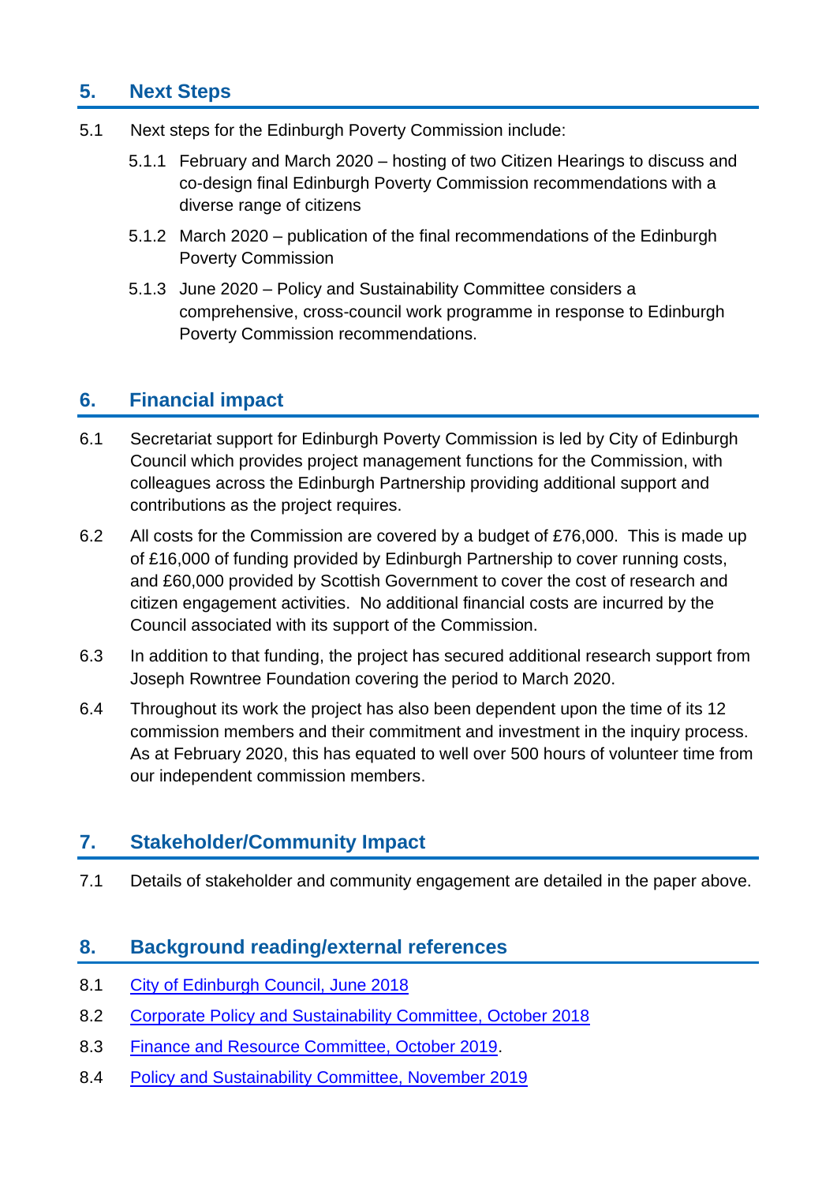## 5. Next Steps

5.1 Next steps for the Edinburgh Poverty Commission include:

5.1.1 February and March 2020 – hosting of two Citizen Hearings to discuss and co-design final Edinburgh Poverty Commission recommendations with a diverse range of citizens

5.1.2 March 2020 – publication of the final recommendations of the Edinburgh Poverty Commission

5.1.3 June 2020 – Policy and Sustainability Committee considers a comprehensive, cross-council work programme in response to Edinburgh Poverty Commission recommendations.

## 6. Financial impact

6.1 Secretariat support for Edinburgh Poverty Commission is led by City of Edinburgh Council which provides project management functions for the Commission, with colleagues across the Edinburgh Partnership providing additional support and contributions as the project requires.

6.2 All costs for the Commission are covered by a budget of £76,000. This is made up of £16,000 of funding provided by Edinburgh Partnership to cover running costs, and £60,000 provided by Scottish Government to cover the cost of research and citizen engagement activities. No additional financial costs are incurred by the Council associated with its support of the Commission.

6.3 In addition to that funding, the project has secured additional research support from Joseph Rowntree Foundation covering the period to March 2020.

6.4 Throughout its work the project has also been dependent upon the time of its 12 commission members and their commitment and investment in the inquiry process. As at February 2020, this has equated to well over 500 hours of volunteer time from our independent commission members.

## 7. Stakeholder/Community Impact

7.1 Details of stakeholder and community engagement are detailed in the paper above.

## 8. Background reading/external references

8.1 City of Edinburgh Council, June 2018

8.2 Corporate Policy and Sustainability Committee, October 2018

8.3 Finance and Resource Committee, October 2019.

8.4 Policy and Sustainability Committee, November 2019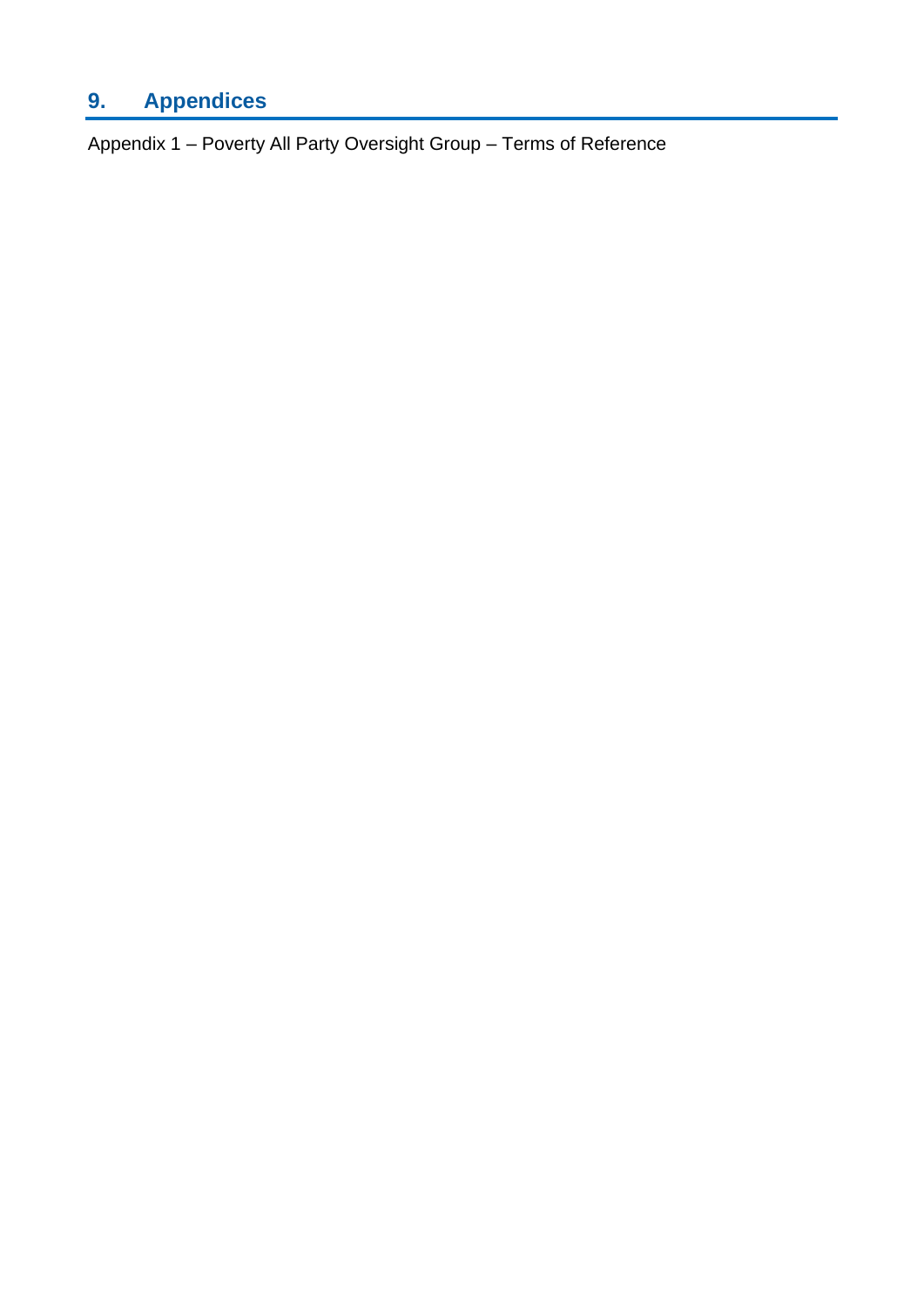## 9. Appendices

Appendix 1 – Poverty All Party Oversight Group – Terms of Reference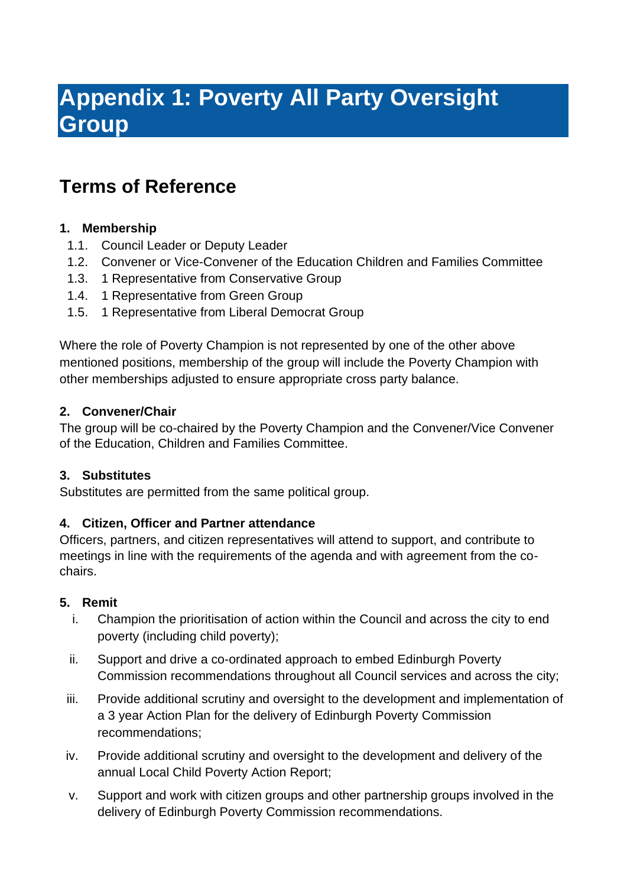# Appendix 1: Poverty All Party Oversight Group

## Terms of Reference

**1. Membership**

1.1. Council Leader or Deputy Leader
1.2. Convener or Vice-Convener of the Education Children and Families Committee
1.3. 1 Representative from Conservative Group
1.4. 1 Representative from Green Group
1.5. 1 Representative from Liberal Democrat Group

Where the role of Poverty Champion is not represented by one of the other above mentioned positions, membership of the group will include the Poverty Champion with other memberships adjusted to ensure appropriate cross party balance.

**2. Convener/Chair**

The group will be co-chaired by the Poverty Champion and the Convener/Vice Convener of the Education, Children and Families Committee.

**3. Substitutes**

Substitutes are permitted from the same political group.

**4. Citizen, Officer and Partner attendance**

Officers, partners, and citizen representatives will attend to support, and contribute to meetings in line with the requirements of the agenda and with agreement from the co-chairs.

**5. Remit**

i. Champion the prioritisation of action within the Council and across the city to end poverty (including child poverty);

ii. Support and drive a co-ordinated approach to embed Edinburgh Poverty Commission recommendations throughout all Council services and across the city;

iii. Provide additional scrutiny and oversight to the development and implementation of a 3 year Action Plan for the delivery of Edinburgh Poverty Commission recommendations;

iv. Provide additional scrutiny and oversight to the development and delivery of the annual Local Child Poverty Action Report;

v. Support and work with citizen groups and other partnership groups involved in the delivery of Edinburgh Poverty Commission recommendations.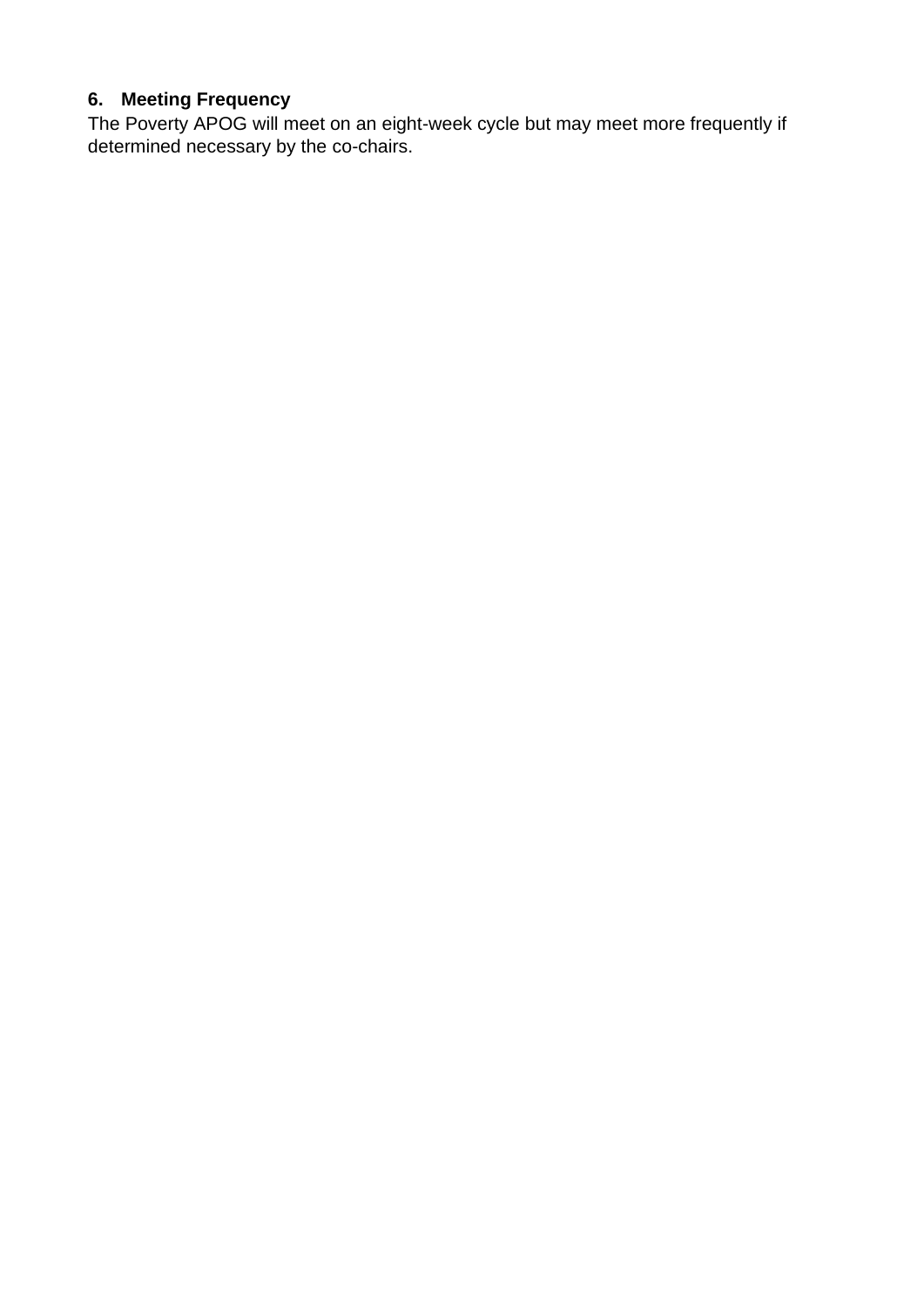## 6. Meeting Frequency

The Poverty APOG will meet on an eight-week cycle but may meet more frequently if determined necessary by the co-chairs.